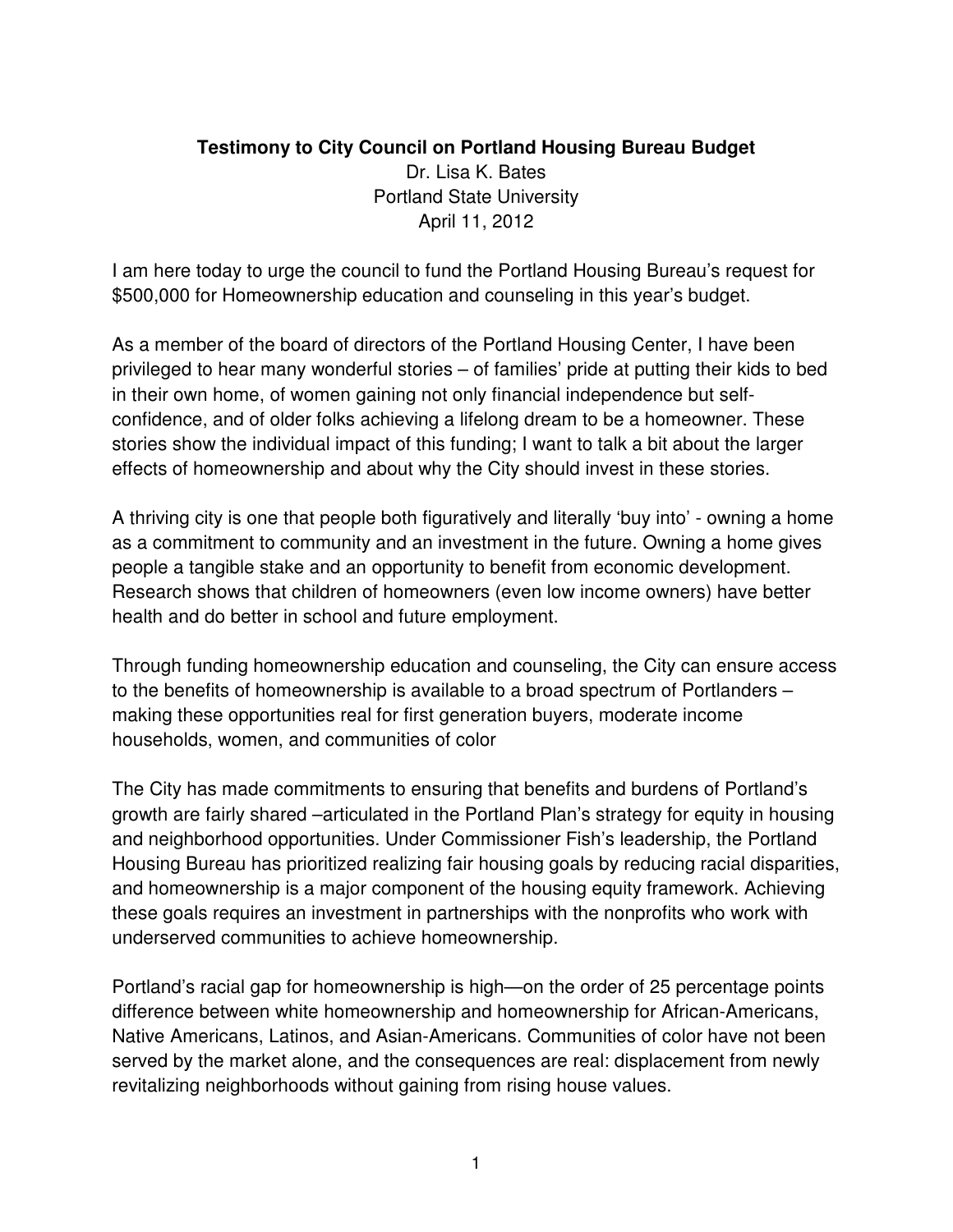**Testimony to City Council on Portland Housing Bureau Budget**

Dr. Lisa K. Bates
Portland State University
April 11, 2012

I am here today to urge the council to fund the Portland Housing Bureau's request for $500,000 for Homeownership education and counseling in this year's budget.

As a member of the board of directors of the Portland Housing Center, I have been privileged to hear many wonderful stories – of families' pride at putting their kids to bed in their own home, of women gaining not only financial independence but self-confidence, and of older folks achieving a lifelong dream to be a homeowner. These stories show the individual impact of this funding; I want to talk a bit about the larger effects of homeownership and about why the City should invest in these stories.

A thriving city is one that people both figuratively and literally 'buy into' - owning a home as a commitment to community and an investment in the future. Owning a home gives people a tangible stake and an opportunity to benefit from economic development. Research shows that children of homeowners (even low income owners) have better health and do better in school and future employment.

Through funding homeownership education and counseling, the City can ensure access to the benefits of homeownership is available to a broad spectrum of Portlanders – making these opportunities real for first generation buyers, moderate income households, women, and communities of color

The City has made commitments to ensuring that benefits and burdens of Portland's growth are fairly shared –articulated in the Portland Plan's strategy for equity in housing and neighborhood opportunities. Under Commissioner Fish's leadership, the Portland Housing Bureau has prioritized realizing fair housing goals by reducing racial disparities, and homeownership is a major component of the housing equity framework. Achieving these goals requires an investment in partnerships with the nonprofits who work with underserved communities to achieve homeownership.

Portland's racial gap for homeownership is high—on the order of 25 percentage points difference between white homeownership and homeownership for African-Americans, Native Americans, Latinos, and Asian-Americans. Communities of color have not been served by the market alone, and the consequences are real: displacement from newly revitalizing neighborhoods without gaining from rising house values.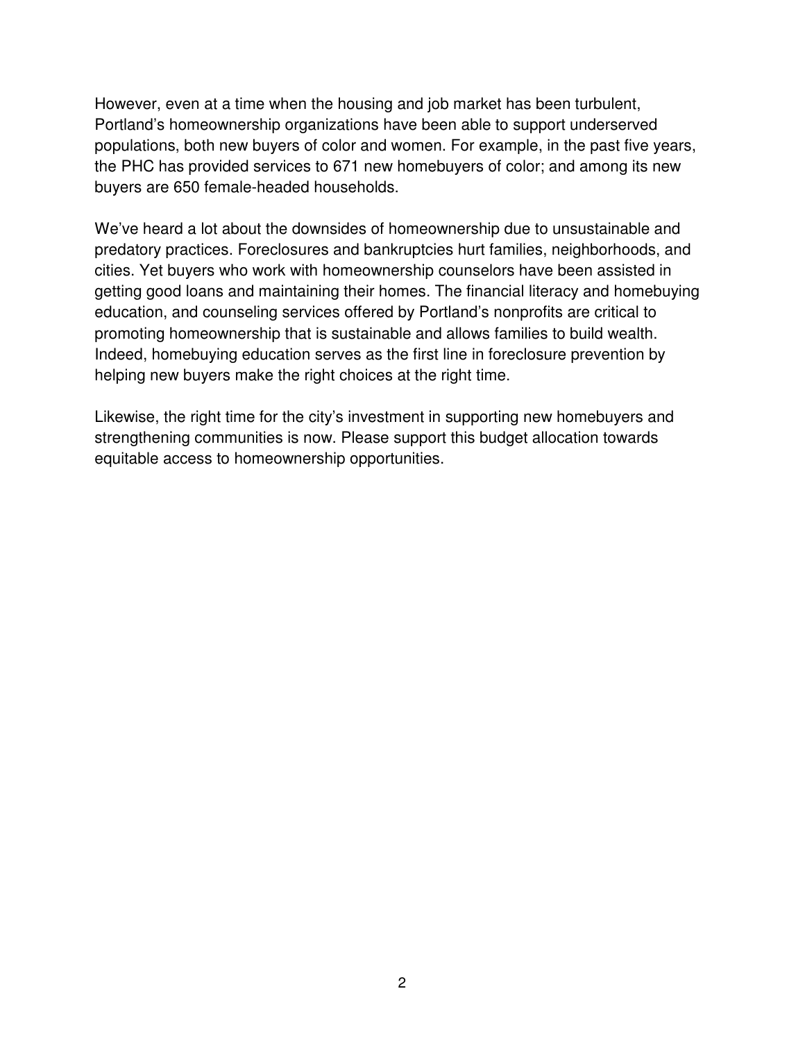However, even at a time when the housing and job market has been turbulent, Portland's homeownership organizations have been able to support underserved populations, both new buyers of color and women. For example, in the past five years, the PHC has provided services to 671 new homebuyers of color; and among its new buyers are 650 female-headed households.

We've heard a lot about the downsides of homeownership due to unsustainable and predatory practices. Foreclosures and bankruptcies hurt families, neighborhoods, and cities. Yet buyers who work with homeownership counselors have been assisted in getting good loans and maintaining their homes. The financial literacy and homebuying education, and counseling services offered by Portland's nonprofits are critical to promoting homeownership that is sustainable and allows families to build wealth. Indeed, homebuying education serves as the first line in foreclosure prevention by helping new buyers make the right choices at the right time.

Likewise, the right time for the city's investment in supporting new homebuyers and strengthening communities is now. Please support this budget allocation towards equitable access to homeownership opportunities.